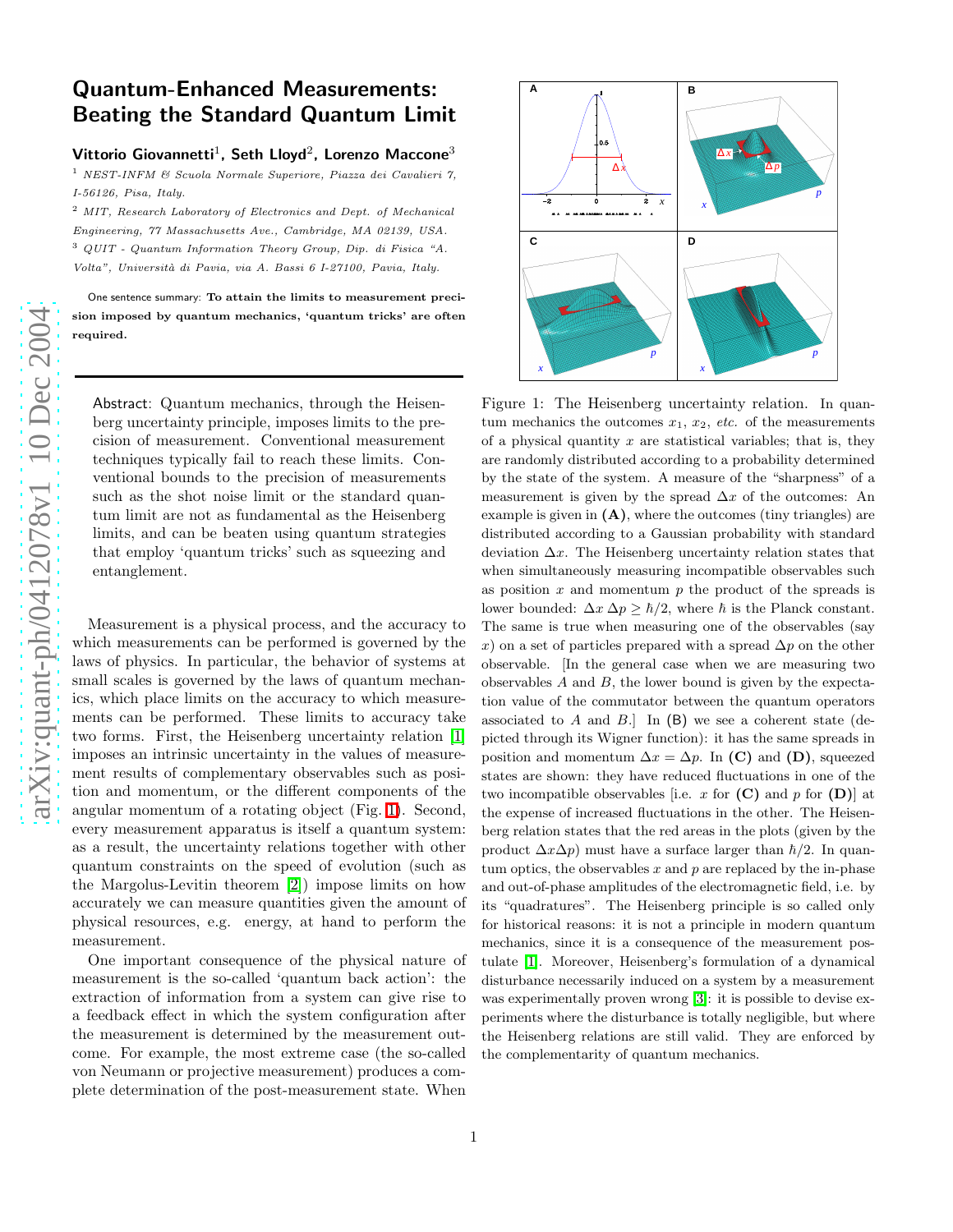# Quantum-Enhanced Measurements: Beating the Standard Quantum Limit

**Vittorio Giovannetti[1], Seth Lloyd[2], Lorenzo Maccone[3]**

[1] *NEST-INFM & Scuola Normale Superiore, Piazza dei Cavalieri 7, I-56126, Pisa, Italy.*

[2] *MIT, Research Laboratory of Electronics and Dept. of Mechanical Engineering, 77 Massachusetts Ave., Cambridge, MA 02139, USA.*

[3] *QUIT - Quantum Information Theory Group, Dip. di Fisica "A. Volta", Università di Pavia, via A. Bassi 6 I-27100, Pavia, Italy.*

One sentence summary: **To attain the limits to measurement precision imposed by quantum mechanics, 'quantum tricks' are often required.**

---

Abstract: Quantum mechanics, through the Heisenberg uncertainty principle, imposes limits to the precision of measurement. Conventional measurement techniques typically fail to reach these limits. Conventional bounds to the precision of measurements such as the shot noise limit or the standard quantum limit are not as fundamental as the Heisenberg limits, and can be beaten using quantum strategies that employ 'quantum tricks' such as squeezing and entanglement.

Measurement is a physical process, and the accuracy to which measurements can be performed is governed by the laws of physics. In particular, the behavior of systems at small scales is governed by the laws of quantum mechanics, which place limits on the accuracy to which measurements can be performed. These limits to accuracy take two forms. First, the Heisenberg uncertainty relation [1] imposes an intrinsic uncertainty in the values of measurement results of complementary observables such as position and momentum, or the different components of the angular momentum of a rotating object (Fig. 1). Second, every measurement apparatus is itself a quantum system: as a result, the uncertainty relations together with other quantum constraints on the speed of evolution (such as the Margolus-Levitin theorem [2]) impose limits on how accurately we can measure quantities given the amount of physical resources, e.g. energy, at hand to perform the measurement.

One important consequence of the physical nature of measurement is the so-called 'quantum back action': the extraction of information from a system can give rise to a feedback effect in which the system configuration after the measurement is determined by the measurement outcome. For example, the most extreme case (the so-called von Neumann or projective measurement) produces a complete determination of the post-measurement state. When

Figure 1: The Heisenberg uncertainty relation. In quantum mechanics the outcomes $x_1$, $x_2$, *etc.* of the measurements of a physical quantity $x$ are statistical variables; that is, they are randomly distributed according to a probability determined by the state of the system. A measure of the "sharpness" of a measurement is given by the spread $\Delta x$ of the outcomes: An example is given in **(A)**, where the outcomes (tiny triangles) are distributed according to a Gaussian probability with standard deviation $\Delta x$. The Heisenberg uncertainty relation states that when simultaneously measuring incompatible observables such as position $x$ and momentum $p$ the product of the spreads is lower bounded: $\Delta x\, \Delta p \geq \hbar/2$, where $\hbar$ is the Planck constant. The same is true when measuring one of the observables (say $x$) on a set of particles prepared with a spread $\Delta p$ on the other observable. [In the general case when we are measuring two observables $A$ and $B$, the lower bound is given by the expectation value of the commutator between the quantum operators associated to $A$ and $B$.] In (B) we see a coherent state (depicted through its Wigner function): it has the same spreads in position and momentum $\Delta x = \Delta p$. In **(C)** and **(D)**, squeezed states are shown: they have reduced fluctuations in one of the two incompatible observables [i.e. $x$ for **(C)** and $p$ for **(D)**] at the expense of increased fluctuations in the other. The Heisenberg relation states that the red areas in the plots (given by the product $\Delta x \Delta p$) must have a surface larger than $\hbar/2$. In quantum optics, the observables $x$ and $p$ are replaced by the in-phase and out-of-phase amplitudes of the electromagnetic field, i.e. by its "quadratures". The Heisenberg principle is so called only for historical reasons: it is not a principle in modern quantum mechanics, since it is a consequence of the measurement postulate [1]. Moreover, Heisenberg's formulation of a dynamical disturbance necessarily induced on a system by a measurement was experimentally proven wrong [3]: it is possible to devise experiments where the disturbance is totally negligible, but where the Heisenberg relations are still valid. They are enforced by the complementarity of quantum mechanics.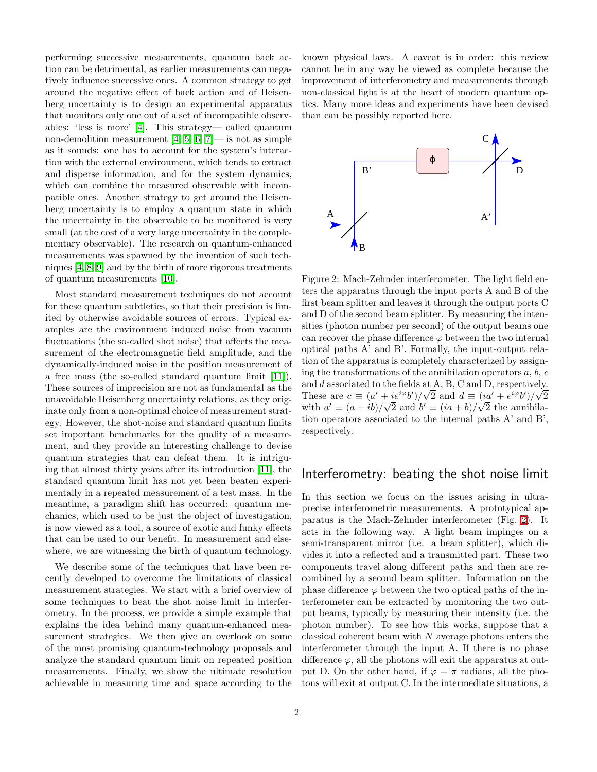performing successive measurements, quantum back action can be detrimental, as earlier measurements can negatively influence successive ones. A common strategy to get around the negative effect of back action and of Heisenberg uncertainty is to design an experimental apparatus that monitors only one out of a set of incompatible observables: 'less is more' [4]. This strategy— called quantum non-demolition measurement [4, 5, 6, 7]— is not as simple as it sounds: one has to account for the system's interaction with the external environment, which tends to extract and disperse information, and for the system dynamics, which can combine the measured observable with incompatible ones. Another strategy to get around the Heisenberg uncertainty is to employ a quantum state in which the uncertainty in the observable to be monitored is very small (at the cost of a very large uncertainty in the complementary observable). The research on quantum-enhanced measurements was spawned by the invention of such techniques [4, 8, 9] and by the birth of more rigorous treatments of quantum measurements [10].

Most standard measurement techniques do not account for these quantum subtleties, so that their precision is limited by otherwise avoidable sources of errors. Typical examples are the environment induced noise from vacuum fluctuations (the so-called shot noise) that affects the measurement of the electromagnetic field amplitude, and the dynamically-induced noise in the position measurement of a free mass (the so-called standard quantum limit [11]). These sources of imprecision are not as fundamental as the unavoidable Heisenberg uncertainty relations, as they originate only from a non-optimal choice of measurement strategy. However, the shot-noise and standard quantum limits set important benchmarks for the quality of a measurement, and they provide an interesting challenge to devise quantum strategies that can defeat them. It is intriguing that almost thirty years after its introduction [11], the standard quantum limit has not yet been beaten experimentally in a repeated measurement of a test mass. In the meantime, a paradigm shift has occurred: quantum mechanics, which used to be just the object of investigation, is now viewed as a tool, a source of exotic and funky effects that can be used to our benefit. In measurement and elsewhere, we are witnessing the birth of quantum technology.

We describe some of the techniques that have been recently developed to overcome the limitations of classical measurement strategies. We start with a brief overview of some techniques to beat the shot noise limit in interferometry. In the process, we provide a simple example that explains the idea behind many quantum-enhanced measurement strategies. We then give an overlook on some of the most promising quantum-technology proposals and analyze the standard quantum limit on repeated position measurements. Finally, we show the ultimate resolution achievable in measuring time and space according to the known physical laws. A caveat is in order: this review cannot be in any way be viewed as complete because the improvement of interferometry and measurements through non-classical light is at the heart of modern quantum optics. Many more ideas and experiments have been devised than can be possibly reported here.

Figure 2: Mach-Zehnder interferometer. The light field enters the apparatus through the input ports A and B of the first beam splitter and leaves it through the output ports C and D of the second beam splitter. By measuring the intensities (photon number per second) of the output beams one can recover the phase difference $\varphi$ between the two internal optical paths A' and B'. Formally, the input-output relation of the apparatus is completely characterized by assigning the transformations of the annihilation operators $a$, $b$, $c$ and $d$ associated to the fields at A, B, C and D, respectively. These are $c \equiv (a' + ie^{i\varphi}b')/\sqrt{2}$ and $d \equiv (ia' + e^{i\varphi}b')/\sqrt{2}$ with $a' \equiv (a + ib)/\sqrt{2}$ and $b' \equiv (ia + b)/\sqrt{2}$ the annihilation operators associated to the internal paths A' and B', respectively.

## Interferometry: beating the shot noise limit

In this section we focus on the issues arising in ultra-precise interferometric measurements. A prototypical apparatus is the Mach-Zehnder interferometer (Fig. 2). It acts in the following way. A light beam impinges on a semi-transparent mirror (i.e. a beam splitter), which divides it into a reflected and a transmitted part. These two components travel along different paths and then are recombined by a second beam splitter. Information on the phase difference $\varphi$ between the two optical paths of the interferometer can be extracted by monitoring the two output beams, typically by measuring their intensity (i.e. the photon number). To see how this works, suppose that a classical coherent beam with $N$ average photons enters the interferometer through the input A. If there is no phase difference $\varphi$, all the photons will exit the apparatus at output D. On the other hand, if $\varphi = \pi$ radians, all the photons will exit at output C. In the intermediate situations, a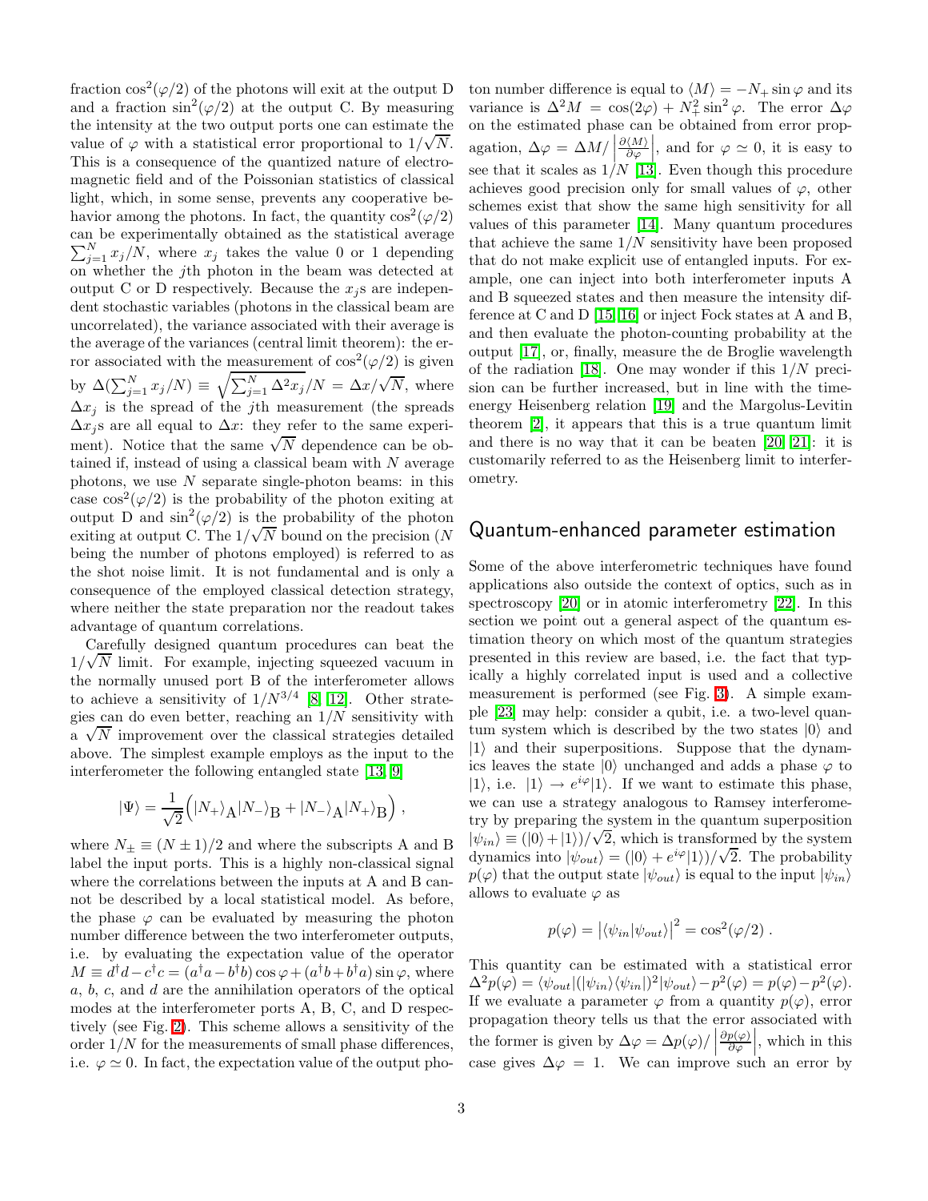fraction $\cos^2(\varphi/2)$ of the photons will exit at the output D and a fraction $\sin^2(\varphi/2)$ at the output C. By measuring the intensity at the two output ports one can estimate the value of $\varphi$ with a statistical error proportional to $1/\sqrt{N}$. This is a consequence of the quantized nature of electromagnetic field and of the Poissonian statistics of classical light, which, in some sense, prevents any cooperative behavior among the photons. In fact, the quantity $\cos^2(\varphi/2)$ can be experimentally obtained as the statistical average $\sum_{j=1}^{N} x_j/N$, where $x_j$ takes the value 0 or 1 depending on whether the $j$th photon in the beam was detected at output C or D respectively. Because the $x_j$s are independent stochastic variables (photons in the classical beam are uncorrelated), the variance associated with their average is the average of the variances (central limit theorem): the error associated with the measurement of $\cos^2(\varphi/2)$ is given by $\Delta(\sum_{j=1}^{N} x_j/N) \equiv \sqrt{\sum_{j=1}^{N}\Delta^2 x_j}/N = \Delta x/\sqrt{N}$, where $\Delta x_j$ is the spread of the $j$th measurement (the spreads $\Delta x_j$s are all equal to $\Delta x$: they refer to the same experiment). Notice that the same $\sqrt{N}$ dependence can be obtained if, instead of using a classical beam with $N$ average photons, we use $N$ separate single-photon beams: in this case $\cos^2(\varphi/2)$ is the probability of the photon exiting at output D and $\sin^2(\varphi/2)$ is the probability of the photon exiting at output C. The $1/\sqrt{N}$ bound on the precision ($N$ being the number of photons employed) is referred to as the shot noise limit. It is not fundamental and is only a consequence of the employed classical detection strategy, where neither the state preparation nor the readout takes advantage of quantum correlations.

Carefully designed quantum procedures can beat the $1/\sqrt{N}$ limit. For example, injecting squeezed vacuum in the normally unused port B of the interferometer allows to achieve a sensitivity of $1/N^{3/4}$ [8, 12]. Other strategies can do even better, reaching an $1/N$ sensitivity with a $\sqrt{N}$ improvement over the classical strategies detailed above. The simplest example employs as the input to the interferometer the following entangled state [13, 9]

$$|\Psi\rangle = \frac{1}{\sqrt{2}}\Big(|N_+\rangle_{\rm A}|N_-\rangle_{\rm B} + |N_-\rangle_{\rm A}|N_+\rangle_{\rm B}\Big)\;,$$

where $N_\pm \equiv (N\pm 1)/2$ and where the subscripts A and B label the input ports. This is a highly non-classical signal where the correlations between the inputs at A and B cannot be described by a local statistical model. As before, the phase $\varphi$ can be evaluated by measuring the photon number difference between the two interferometer outputs, i.e. by evaluating the expectation value of the operator $M \equiv d^\dagger d - c^\dagger c = (a^\dagger a - b^\dagger b)\cos\varphi + (a^\dagger b + b^\dagger a)\sin\varphi$, where $a$, $b$, $c$, and $d$ are the annihilation operators of the optical modes at the interferometer ports A, B, C, and D respectively (see Fig. 2). This scheme allows a sensitivity of the order $1/N$ for the measurements of small phase differences, i.e. $\varphi \simeq 0$. In fact, the expectation value of the output photon number difference is equal to $\langle M\rangle = -N_+\sin\varphi$ and its variance is $\Delta^2 M = \cos(2\varphi) + N_+^2\sin^2\varphi$. The error $\Delta\varphi$ on the estimated phase can be obtained from error propagation, $\Delta\varphi = \Delta M/\left|\frac{\partial\langle M\rangle}{\partial\varphi}\right|$, and for $\varphi \simeq 0$, it is easy to see that it scales as $1/N$ [13]. Even though this procedure achieves good precision only for small values of $\varphi$, other schemes exist that show the same high sensitivity for all values of this parameter [14]. Many quantum procedures that achieve the same $1/N$ sensitivity have been proposed that do not make explicit use of entangled inputs. For example, one can inject into both interferometer inputs A and B squeezed states and then measure the intensity difference at C and D [15, 16] or inject Fock states at A and B, and then evaluate the photon-counting probability at the output [17], or, finally, measure the de Broglie wavelength of the radiation [18]. One may wonder if this $1/N$ precision can be further increased, but in line with the time-energy Heisenberg relation [19] and the Margolus-Levitin theorem [2], it appears that this is a true quantum limit and there is no way that it can be beaten [20, 21]: it is customarily referred to as the Heisenberg limit to interferometry.

## Quantum-enhanced parameter estimation

Some of the above interferometric techniques have found applications also outside the context of optics, such as in spectroscopy [20] or in atomic interferometry [22]. In this section we point out a general aspect of the quantum estimation theory on which most of the quantum strategies presented in this review are based, i.e. the fact that typically a highly correlated input is used and a collective measurement is performed (see Fig. 3). A simple example [23] may help: consider a qubit, i.e. a two-level quantum system which is described by the two states $|0\rangle$ and $|1\rangle$ and their superpositions. Suppose that the dynamics leaves the state $|0\rangle$ unchanged and adds a phase $\varphi$ to $|1\rangle$, i.e. $|1\rangle \to e^{i\varphi}|1\rangle$. If we want to estimate this phase, we can use a strategy analogous to Ramsey interferometry by preparing the system in the quantum superposition $|\psi_{in}\rangle \equiv (|0\rangle + |1\rangle)/\sqrt{2}$, which is transformed by the system dynamics into $|\psi_{out}\rangle = (|0\rangle + e^{i\varphi}|1\rangle)/\sqrt{2}$. The probability $p(\varphi)$ that the output state $|\psi_{out}\rangle$ is equal to the input $|\psi_{in}\rangle$ allows to evaluate $\varphi$ as

$$p(\varphi) = \left|\langle\psi_{in}|\psi_{out}\rangle\right|^2 = \cos^2(\varphi/2)\;.$$

This quantity can be estimated with a statistical error $\Delta^2 p(\varphi) = \langle\psi_{out}|(|\psi_{in}\rangle\langle\psi_{in}|)^2|\psi_{out}\rangle - p^2(\varphi) = p(\varphi) - p^2(\varphi)$. If we evaluate a parameter $\varphi$ from a quantity $p(\varphi)$, error propagation theory tells us that the error associated with the former is given by $\Delta\varphi = \Delta p(\varphi)/\left|\frac{\partial p(\varphi)}{\partial\varphi}\right|$, which in this case gives $\Delta\varphi = 1$. We can improve such an error by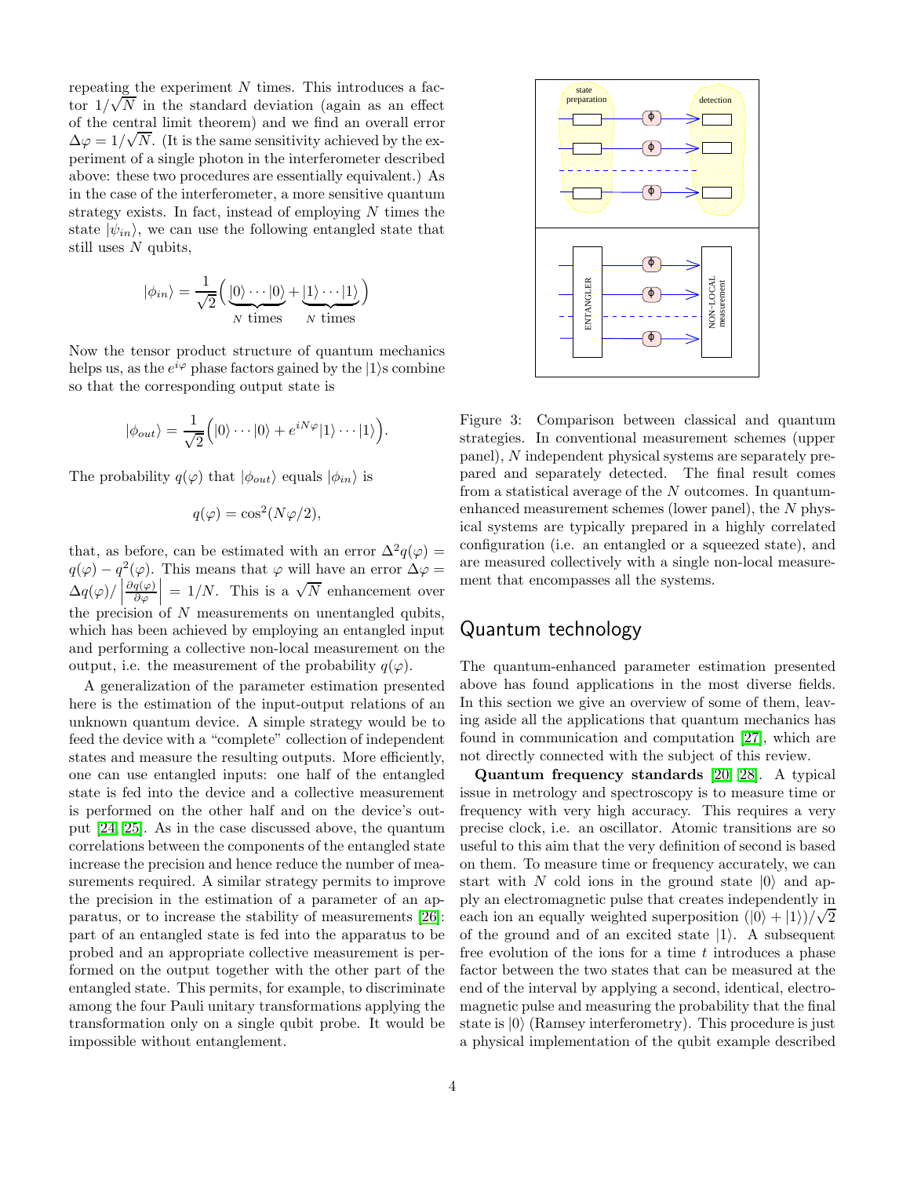repeating the experiment $N$ times. This introduces a factor $1/\sqrt{N}$ in the standard deviation (again as an effect of the central limit theorem) and we find an overall error $\Delta\varphi = 1/\sqrt{N}$. (It is the same sensitivity achieved by the experiment of a single photon in the interferometer described above: these two procedures are essentially equivalent.) As in the case of the interferometer, a more sensitive quantum strategy exists. In fact, instead of employing $N$ times the state $|\psi_{in}\rangle$, we can use the following entangled state that still uses $N$ qubits,

$$|\phi_{in}\rangle = \frac{1}{\sqrt{2}}\Big(\underbrace{|0\rangle\cdots|0\rangle}_{N\text{ times}} + \underbrace{|1\rangle\cdots|1\rangle}_{N\text{ times}}\Big)$$

Now the tensor product structure of quantum mechanics helps us, as the $e^{i\varphi}$ phase factors gained by the $|1\rangle$s combine so that the corresponding output state is

$$|\phi_{out}\rangle = \frac{1}{\sqrt{2}}\Big(|0\rangle\cdots|0\rangle + e^{iN\varphi}|1\rangle\cdots|1\rangle\Big).$$

The probability $q(\varphi)$ that $|\phi_{out}\rangle$ equals $|\phi_{in}\rangle$ is

$$q(\varphi) = \cos^2(N\varphi/2),$$

that, as before, can be estimated with an error $\Delta^2 q(\varphi) = q(\varphi) - q^2(\varphi)$. This means that $\varphi$ will have an error $\Delta\varphi = \Delta q(\varphi)/\left|\frac{\partial q(\varphi)}{\partial\varphi}\right| = 1/N$. This is a $\sqrt{N}$ enhancement over the precision of $N$ measurements on unentangled qubits, which has been achieved by employing an entangled input and performing a collective non-local measurement on the output, i.e. the measurement of the probability $q(\varphi)$.

A generalization of the parameter estimation presented here is the estimation of the input-output relations of an unknown quantum device. A simple strategy would be to feed the device with a "complete" collection of independent states and measure the resulting outputs. More efficiently, one can use entangled inputs: one half of the entangled state is fed into the device and a collective measurement is performed on the other half and on the device's output [24, 25]. As in the case discussed above, the quantum correlations between the components of the entangled state increase the precision and hence reduce the number of measurements required. A similar strategy permits to improve the precision in the estimation of a parameter of an apparatus, or to increase the stability of measurements [26]: part of an entangled state is fed into the apparatus to be probed and an appropriate collective measurement is performed on the output together with the other part of the entangled state. This permits, for example, to discriminate among the four Pauli unitary transformations applying the transformation only on a single qubit probe. It would be impossible without entanglement.

Figure 3: Comparison between classical and quantum strategies. In conventional measurement schemes (upper panel), $N$ independent physical systems are separately prepared and separately detected. The final result comes from a statistical average of the $N$ outcomes. In quantum-enhanced measurement schemes (lower panel), the $N$ physical systems are typically prepared in a highly correlated configuration (i.e. an entangled or a squeezed state), and are measured collectively with a single non-local measurement that encompasses all the systems.

## Quantum technology

The quantum-enhanced parameter estimation presented above has found applications in the most diverse fields. In this section we give an overview of some of them, leaving aside all the applications that quantum mechanics has found in communication and computation [27], which are not directly connected with the subject of this review.

**Quantum frequency standards** [20, 28]. A typical issue in metrology and spectroscopy is to measure time or frequency with very high accuracy. This requires a very precise clock, i.e. an oscillator. Atomic transitions are so useful to this aim that the very definition of second is based on them. To measure time or frequency accurately, we can start with $N$ cold ions in the ground state $|0\rangle$ and apply an electromagnetic pulse that creates independently in each ion an equally weighted superposition $(|0\rangle + |1\rangle)/\sqrt{2}$ of the ground and of an excited state $|1\rangle$. A subsequent free evolution of the ions for a time $t$ introduces a phase factor between the two states that can be measured at the end of the interval by applying a second, identical, electromagnetic pulse and measuring the probability that the final state is $|0\rangle$ (Ramsey interferometry). This procedure is just a physical implementation of the qubit example described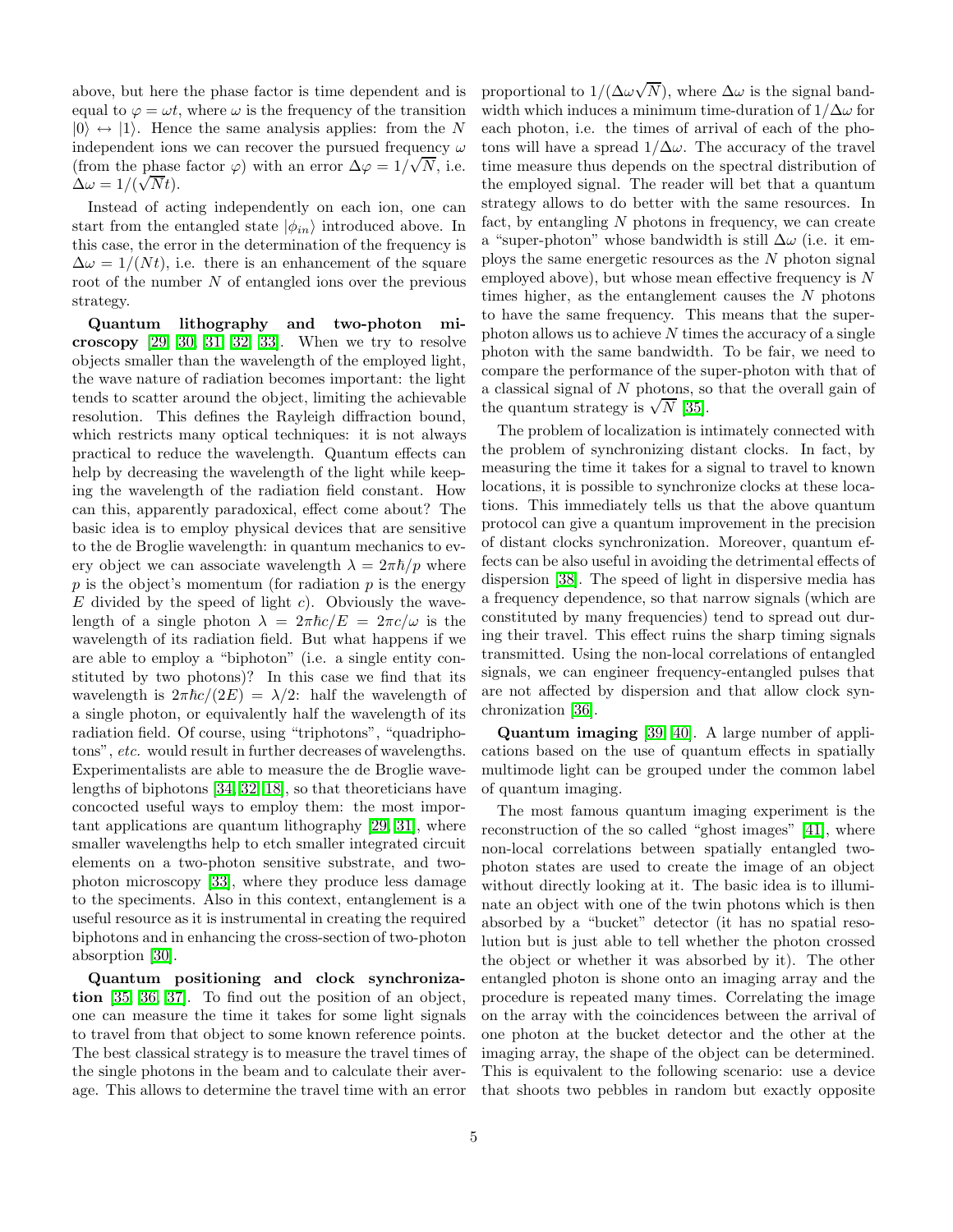above, but here the phase factor is time dependent and is equal to $\varphi = \omega t$, where $\omega$ is the frequency of the transition $|0\rangle \leftrightarrow |1\rangle$. Hence the same analysis applies: from the $N$ independent ions we can recover the pursued frequency $\omega$ (from the phase factor $\varphi$) with an error $\Delta\varphi = 1/\sqrt{N}$, i.e. $\Delta\omega = 1/(\sqrt{N}t)$.

Instead of acting independently on each ion, one can start from the entangled state $|\phi_{in}\rangle$ introduced above. In this case, the error in the determination of the frequency is $\Delta\omega = 1/(Nt)$, i.e. there is an enhancement of the square root of the number $N$ of entangled ions over the previous strategy.

**Quantum lithography and two-photon microscopy** [29, 30, 31, 32, 33]. When we try to resolve objects smaller than the wavelength of the employed light, the wave nature of radiation becomes important: the light tends to scatter around the object, limiting the achievable resolution. This defines the Rayleigh diffraction bound, which restricts many optical techniques: it is not always practical to reduce the wavelength. Quantum effects can help by decreasing the wavelength of the light while keeping the wavelength of the radiation field constant. How can this, apparently paradoxical, effect come about? The basic idea is to employ physical devices that are sensitive to the de Broglie wavelength: in quantum mechanics to every object we can associate wavelength $\lambda = 2\pi\hbar/p$ where $p$ is the object's momentum (for radiation $p$ is the energy $E$ divided by the speed of light $c$). Obviously the wavelength of a single photon $\lambda = 2\pi\hbar c/E = 2\pi c/\omega$ is the wavelength of its radiation field. But what happens if we are able to employ a "biphoton" (i.e. a single entity constituted by two photons)? In this case we find that its wavelength is $2\pi\hbar c/(2E) = \lambda/2$: half the wavelength of a single photon, or equivalently half the wavelength of its radiation field. Of course, using "triphotons", "quadriphotons", *etc.* would result in further decreases of wavelengths. Experimentalists are able to measure the de Broglie wavelengths of biphotons [34, 32, 18], so that theoreticians have concocted useful ways to employ them: the most important applications are quantum lithography [29, 31], where smaller wavelengths help to etch smaller integrated circuit elements on a two-photon sensitive substrate, and two-photon microscopy [33], where they produce less damage to the speciments. Also in this context, entanglement is a useful resource as it is instrumental in creating the required biphotons and in enhancing the cross-section of two-photon absorption [30].

**Quantum positioning and clock synchronization** [35, 36, 37]. To find out the position of an object, one can measure the time it takes for some light signals to travel from that object to some known reference points. The best classical strategy is to measure the travel times of the single photons in the beam and to calculate their average. This allows to determine the travel time with an error proportional to $1/(\Delta\omega\sqrt{N})$, where $\Delta\omega$ is the signal bandwidth which induces a minimum time-duration of $1/\Delta\omega$ for each photon, i.e. the times of arrival of each of the photons will have a spread $1/\Delta\omega$. The accuracy of the travel time measure thus depends on the spectral distribution of the employed signal. The reader will bet that a quantum strategy allows to do better with the same resources. In fact, by entangling $N$ photons in frequency, we can create a "super-photon" whose bandwidth is still $\Delta\omega$ (i.e. it employs the same energetic resources as the $N$ photon signal employed above), but whose mean effective frequency is $N$ times higher, as the entanglement causes the $N$ photons to have the same frequency. This means that the super-photon allows us to achieve $N$ times the accuracy of a single photon with the same bandwidth. To be fair, we need to compare the performance of the super-photon with that of a classical signal of $N$ photons, so that the overall gain of the quantum strategy is $\sqrt{N}$ [35].

The problem of localization is intimately connected with the problem of synchronizing distant clocks. In fact, by measuring the time it takes for a signal to travel to known locations, it is possible to synchronize clocks at these locations. This immediately tells us that the above quantum protocol can give a quantum improvement in the precision of distant clocks synchronization. Moreover, quantum effects can be also useful in avoiding the detrimental effects of dispersion [38]. The speed of light in dispersive media has a frequency dependence, so that narrow signals (which are constituted by many frequencies) tend to spread out during their travel. This effect ruins the sharp timing signals transmitted. Using the non-local correlations of entangled signals, we can engineer frequency-entangled pulses that are not affected by dispersion and that allow clock synchronization [36].

**Quantum imaging** [39, 40]. A large number of applications based on the use of quantum effects in spatially multimode light can be grouped under the common label of quantum imaging.

The most famous quantum imaging experiment is the reconstruction of the so called "ghost images" [41], where non-local correlations between spatially entangled two-photon states are used to create the image of an object without directly looking at it. The basic idea is to illuminate an object with one of the twin photons which is then absorbed by a "bucket" detector (it has no spatial resolution but is just able to tell whether the photon crossed the object or whether it was absorbed by it). The other entangled photon is shone onto an imaging array and the procedure is repeated many times. Correlating the image on the array with the coincidences between the arrival of one photon at the bucket detector and the other at the imaging array, the shape of the object can be determined. This is equivalent to the following scenario: use a device that shoots two pebbles in random but exactly opposite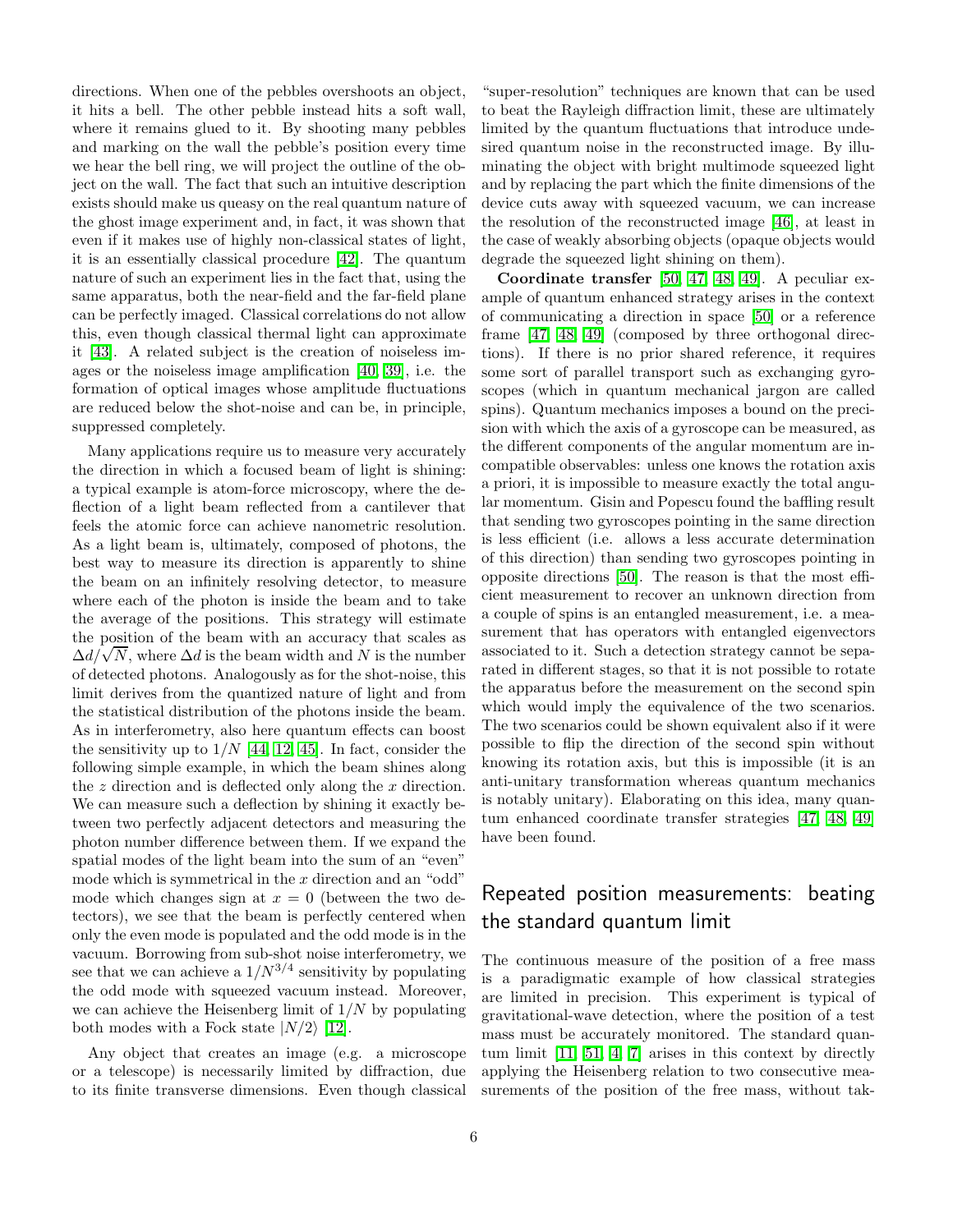directions. When one of the pebbles overshoots an object, it hits a bell. The other pebble instead hits a soft wall, where it remains glued to it. By shooting many pebbles and marking on the wall the pebble's position every time we hear the bell ring, we will project the outline of the object on the wall. The fact that such an intuitive description exists should make us queasy on the real quantum nature of the ghost image experiment and, in fact, it was shown that even if it makes use of highly non-classical states of light, it is an essentially classical procedure [42]. The quantum nature of such an experiment lies in the fact that, using the same apparatus, both the near-field and the far-field plane can be perfectly imaged. Classical correlations do not allow this, even though classical thermal light can approximate it [43]. A related subject is the creation of noiseless images or the noiseless image amplification [40, 39], i.e. the formation of optical images whose amplitude fluctuations are reduced below the shot-noise and can be, in principle, suppressed completely.

Many applications require us to measure very accurately the direction in which a focused beam of light is shining: a typical example is atom-force microscopy, where the deflection of a light beam reflected from a cantilever that feels the atomic force can achieve nanometric resolution. As a light beam is, ultimately, composed of photons, the best way to measure its direction is apparently to shine the beam on an infinitely resolving detector, to measure where each of the photon is inside the beam and to take the average of the positions. This strategy will estimate the position of the beam with an accuracy that scales as $\Delta d/\sqrt{N}$, where $\Delta d$ is the beam width and $N$ is the number of detected photons. Analogously as for the shot-noise, this limit derives from the quantized nature of light and from the statistical distribution of the photons inside the beam. As in interferometry, also here quantum effects can boost the sensitivity up to $1/N$ [44, 12, 45]. In fact, consider the following simple example, in which the beam shines along the $z$ direction and is deflected only along the $x$ direction. We can measure such a deflection by shining it exactly between two perfectly adjacent detectors and measuring the photon number difference between them. If we expand the spatial modes of the light beam into the sum of an "even" mode which is symmetrical in the $x$ direction and an "odd" mode which changes sign at $x = 0$ (between the two detectors), we see that the beam is perfectly centered when only the even mode is populated and the odd mode is in the vacuum. Borrowing from sub-shot noise interferometry, we see that we can achieve a $1/N^{3/4}$ sensitivity by populating the odd mode with squeezed vacuum instead. Moreover, we can achieve the Heisenberg limit of $1/N$ by populating both modes with a Fock state $|N/2\rangle$ [12].

Any object that creates an image (e.g. a microscope or a telescope) is necessarily limited by diffraction, due to its finite transverse dimensions. Even though classical "super-resolution" techniques are known that can be used to beat the Rayleigh diffraction limit, these are ultimately limited by the quantum fluctuations that introduce undesired quantum noise in the reconstructed image. By illuminating the object with bright multimode squeezed light and by replacing the part which the finite dimensions of the device cuts away with squeezed vacuum, we can increase the resolution of the reconstructed image [46], at least in the case of weakly absorbing objects (opaque objects would degrade the squeezed light shining on them).

**Coordinate transfer** [50, 47, 48, 49]. A peculiar example of quantum enhanced strategy arises in the context of communicating a direction in space [50] or a reference frame [47, 48, 49] (composed by three orthogonal directions). If there is no prior shared reference, it requires some sort of parallel transport such as exchanging gyroscopes (which in quantum mechanical jargon are called spins). Quantum mechanics imposes a bound on the precision with which the axis of a gyroscope can be measured, as the different components of the angular momentum are incompatible observables: unless one knows the rotation axis a priori, it is impossible to measure exactly the total angular momentum. Gisin and Popescu found the baffling result that sending two gyroscopes pointing in the same direction is less efficient (i.e. allows a less accurate determination of this direction) than sending two gyroscopes pointing in opposite directions [50]. The reason is that the most efficient measurement to recover an unknown direction from a couple of spins is an entangled measurement, i.e. a measurement that has operators with entangled eigenvectors associated to it. Such a detection strategy cannot be separated in different stages, so that it is not possible to rotate the apparatus before the measurement on the second spin which would imply the equivalence of the two scenarios. The two scenarios could be shown equivalent also if it were possible to flip the direction of the second spin without knowing its rotation axis, but this is impossible (it is an anti-unitary transformation whereas quantum mechanics is notably unitary). Elaborating on this idea, many quantum enhanced coordinate transfer strategies [47, 48, 49] have been found.

## Repeated position measurements: beating the standard quantum limit

The continuous measure of the position of a free mass is a paradigmatic example of how classical strategies are limited in precision. This experiment is typical of gravitational-wave detection, where the position of a test mass must be accurately monitored. The standard quantum limit [11, 51, 4, 7] arises in this context by directly applying the Heisenberg relation to two consecutive measurements of the position of the free mass, without tak-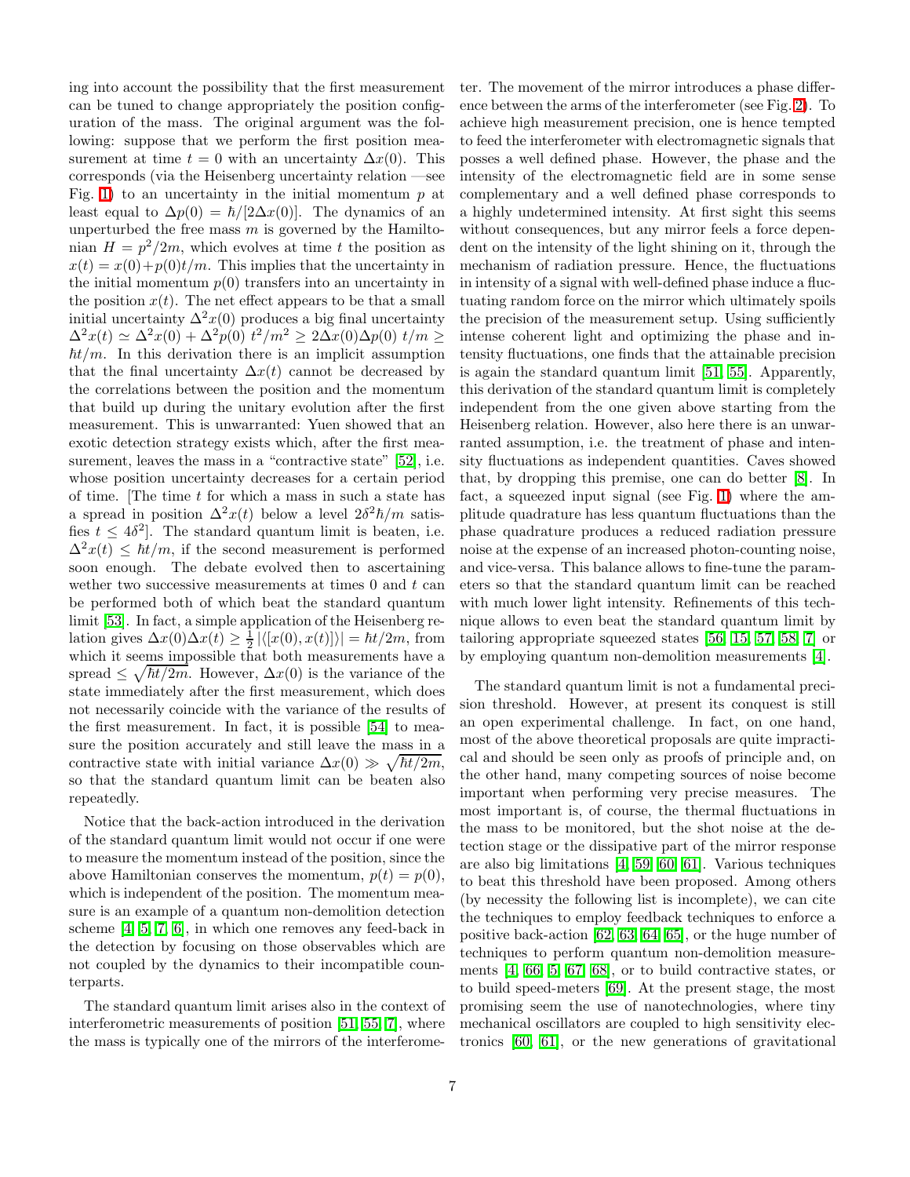ing into account the possibility that the first measurement can be tuned to change appropriately the position configuration of the mass. The original argument was the following: suppose that we perform the first position measurement at time $t = 0$ with an uncertainty $\Delta x(0)$. This corresponds (via the Heisenberg uncertainty relation —see Fig. 1) to an uncertainty in the initial momentum $p$ at least equal to $\Delta p(0) = \hbar/[2\Delta x(0)]$. The dynamics of an unperturbed the free mass $m$ is governed by the Hamiltonian $H = p^2/2m$, which evolves at time $t$ the position as $x(t) = x(0)+p(0)t/m$. This implies that the uncertainty in the initial momentum $p(0)$ transfers into an uncertainty in the position $x(t)$. The net effect appears to be that a small initial uncertainty $\Delta^2 x(0)$ produces a big final uncertainty $\Delta^2 x(t) \simeq \Delta^2 x(0) + \Delta^2 p(0)\ t^2/m^2 \geq 2\Delta x(0)\Delta p(0)\ t/m \geq \hbar t/m$. In this derivation there is an implicit assumption that the final uncertainty $\Delta x(t)$ cannot be decreased by the correlations between the position and the momentum that build up during the unitary evolution after the first measurement. This is unwarranted: Yuen showed that an exotic detection strategy exists which, after the first measurement, leaves the mass in a "contractive state" [52], i.e. whose position uncertainty decreases for a certain period of time. [The time $t$ for which a mass in such a state has a spread in position $\Delta^2 x(t)$ below a level $2\delta^2\hbar/m$ satisfies $t \leq 4\delta^2$]. The standard quantum limit is beaten, i.e. $\Delta^2 x(t) \leq \hbar t/m$, if the second measurement is performed soon enough. The debate evolved then to ascertaining wether two successive measurements at times 0 and $t$ can be performed both of which beat the standard quantum limit [53]. In fact, a simple application of the Heisenberg relation gives $\Delta x(0)\Delta x(t) \geq \frac{1}{2}|\langle[x(0), x(t)]\rangle| = \hbar t/2m$, from which it seems impossible that both measurements have a spread $\leq \sqrt{\hbar t/2m}$. However, $\Delta x(0)$ is the variance of the state immediately after the first measurement, which does not necessarily coincide with the variance of the results of the first measurement. In fact, it is possible [54] to measure the position accurately and still leave the mass in a contractive state with initial variance $\Delta x(0) \gg \sqrt{\hbar t/2m}$, so that the standard quantum limit can be beaten also repeatedly.

Notice that the back-action introduced in the derivation of the standard quantum limit would not occur if one were to measure the momentum instead of the position, since the above Hamiltonian conserves the momentum, $p(t) = p(0)$, which is independent of the position. The momentum measure is an example of a quantum non-demolition detection scheme [4, 5, 7, 6], in which one removes any feed-back in the detection by focusing on those observables which are not coupled by the dynamics to their incompatible counterparts.

The standard quantum limit arises also in the context of interferometric measurements of position [51, 55, 7], where the mass is typically one of the mirrors of the interferometer. The movement of the mirror introduces a phase difference between the arms of the interferometer (see Fig. 2). To achieve high measurement precision, one is hence tempted to feed the interferometer with electromagnetic signals that posses a well defined phase. However, the phase and the intensity of the electromagnetic field are in some sense complementary and a well defined phase corresponds to a highly undetermined intensity. At first sight this seems without consequences, but any mirror feels a force dependent on the intensity of the light shining on it, through the mechanism of radiation pressure. Hence, the fluctuations in intensity of a signal with well-defined phase induce a fluctuating random force on the mirror which ultimately spoils the precision of the measurement setup. Using sufficiently intense coherent light and optimizing the phase and intensity fluctuations, one finds that the attainable precision is again the standard quantum limit [51, 55]. Apparently, this derivation of the standard quantum limit is completely independent from the one given above starting from the Heisenberg relation. However, also here there is an unwarranted assumption, i.e. the treatment of phase and intensity fluctuations as independent quantities. Caves showed that, by dropping this premise, one can do better [8]. In fact, a squeezed input signal (see Fig. 1) where the amplitude quadrature has less quantum fluctuations than the phase quadrature produces a reduced radiation pressure noise at the expense of an increased photon-counting noise, and vice-versa. This balance allows to fine-tune the parameters so that the standard quantum limit can be reached with much lower light intensity. Refinements of this technique allows to even beat the standard quantum limit by tailoring appropriate squeezed states [56, 15, 57, 58, 7] or by employing quantum non-demolition measurements [4].

The standard quantum limit is not a fundamental precision threshold. However, at present its conquest is still an open experimental challenge. In fact, on one hand, most of the above theoretical proposals are quite impractical and should be seen only as proofs of principle and, on the other hand, many competing sources of noise become important when performing very precise measures. The most important is, of course, the thermal fluctuations in the mass to be monitored, but the shot noise at the detection stage or the dissipative part of the mirror response are also big limitations [4, 59, 60, 61]. Various techniques to beat this threshold have been proposed. Among others (by necessity the following list is incomplete), we can cite the techniques to employ feedback techniques to enforce a positive back-action [62, 63, 64, 65], or the huge number of techniques to perform quantum non-demolition measurements [4, 66, 5, 67, 68], or to build contractive states, or to build speed-meters [69]. At the present stage, the most promising seem the use of nanotechnologies, where tiny mechanical oscillators are coupled to high sensitivity electronics [60, 61], or the new generations of gravitational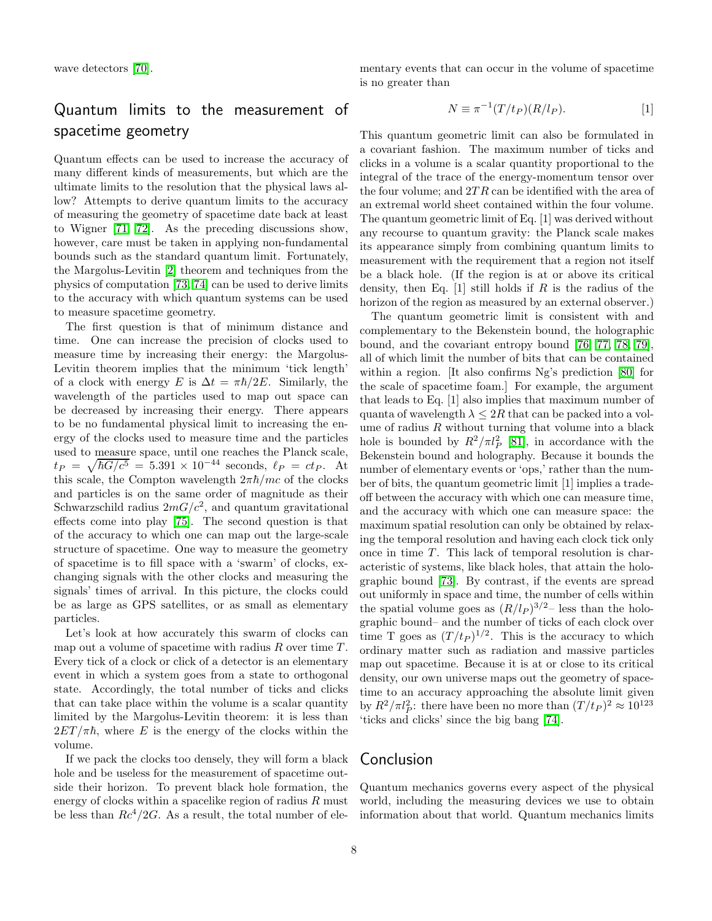wave detectors [70].

## Quantum limits to the measurement of spacetime geometry

Quantum effects can be used to increase the accuracy of many different kinds of measurements, but which are the ultimate limits to the resolution that the physical laws allow? Attempts to derive quantum limits to the accuracy of measuring the geometry of spacetime date back at least to Wigner [71, 72]. As the preceding discussions show, however, care must be taken in applying non-fundamental bounds such as the standard quantum limit. Fortunately, the Margolus-Levitin [2] theorem and techniques from the physics of computation [73, 74] can be used to derive limits to the accuracy with which quantum systems can be used to measure spacetime geometry.

The first question is that of minimum distance and time. One can increase the precision of clocks used to measure time by increasing their energy: the Margolus-Levitin theorem implies that the minimum 'tick length' of a clock with energy $E$ is $\Delta t = \pi\hbar/2E$. Similarly, the wavelength of the particles used to map out space can be decreased by increasing their energy. There appears to be no fundamental physical limit to increasing the energy of the clocks used to measure time and the particles used to measure space, until one reaches the Planck scale, $t_P = \sqrt{\hbar G/c^5} = 5.391 \times 10^{-44}$ seconds, $\ell_P = ct_P$. At this scale, the Compton wavelength $2\pi\hbar/mc$ of the clocks and particles is on the same order of magnitude as their Schwarzschild radius $2mG/c^2$, and quantum gravitational effects come into play [75]. The second question is that of the accuracy to which one can map out the large-scale structure of spacetime. One way to measure the geometry of spacetime is to fill space with a 'swarm' of clocks, exchanging signals with the other clocks and measuring the signals' times of arrival. In this picture, the clocks could be as large as GPS satellites, or as small as elementary particles.

Let's look at how accurately this swarm of clocks can map out a volume of spacetime with radius $R$ over time $T$. Every tick of a clock or click of a detector is an elementary event in which a system goes from a state to orthogonal state. Accordingly, the total number of ticks and clicks that can take place within the volume is a scalar quantity limited by the Margolus-Levitin theorem: it is less than $2ET/\pi\hbar$, where $E$ is the energy of the clocks within the volume.

If we pack the clocks too densely, they will form a black hole and be useless for the measurement of spacetime outside their horizon. To prevent black hole formation, the energy of clocks within a spacelike region of radius $R$ must be less than $Rc^4/2G$. As a result, the total number of elementary events that can occur in the volume of spacetime is no greater than

$$N \equiv \pi^{-1}(T/t_P)(R/l_P). \qquad [1]$$

This quantum geometric limit can also be formulated in a covariant fashion. The maximum number of ticks and clicks in a volume is a scalar quantity proportional to the integral of the trace of the energy-momentum tensor over the four volume; and $2TR$ can be identified with the area of an extremal world sheet contained within the four volume. The quantum geometric limit of Eq. [1] was derived without any recourse to quantum gravity: the Planck scale makes its appearance simply from combining quantum limits to measurement with the requirement that a region not itself be a black hole. (If the region is at or above its critical density, then Eq. [1] still holds if $R$ is the radius of the horizon of the region as measured by an external observer.)

The quantum geometric limit is consistent with and complementary to the Bekenstein bound, the holographic bound, and the covariant entropy bound [76, 77, 78, 79], all of which limit the number of bits that can be contained within a region. [It also confirms Ng's prediction [80] for the scale of spacetime foam.] For example, the argument that leads to Eq. [1] also implies that maximum number of quanta of wavelength $\lambda \leq 2R$ that can be packed into a volume of radius $R$ without turning that volume into a black hole is bounded by $R^2/\pi l_P^2$ [81], in accordance with the Bekenstein bound and holography. Because it bounds the number of elementary events or 'ops,' rather than the number of bits, the quantum geometric limit [1] implies a tradeoff between the accuracy with which one can measure time, and the accuracy with which one can measure space: the maximum spatial resolution can only be obtained by relaxing the temporal resolution and having each clock tick only once in time $T$. This lack of temporal resolution is characteristic of systems, like black holes, that attain the holographic bound [73]. By contrast, if the events are spread out uniformly in space and time, the number of cells within the spatial volume goes as $(R/l_P)^{3/2}$– less than the holographic bound– and the number of ticks of each clock over time T goes as $(T/t_P)^{1/2}$. This is the accuracy to which ordinary matter such as radiation and massive particles map out spacetime. Because it is at or close to its critical density, our own universe maps out the geometry of spacetime to an accuracy approaching the absolute limit given by $R^2/\pi l_P^2$: there have been no more than $(T/t_P)^2 \approx 10^{123}$ 'ticks and clicks' since the big bang [74].

## Conclusion

Quantum mechanics governs every aspect of the physical world, including the measuring devices we use to obtain information about that world. Quantum mechanics limits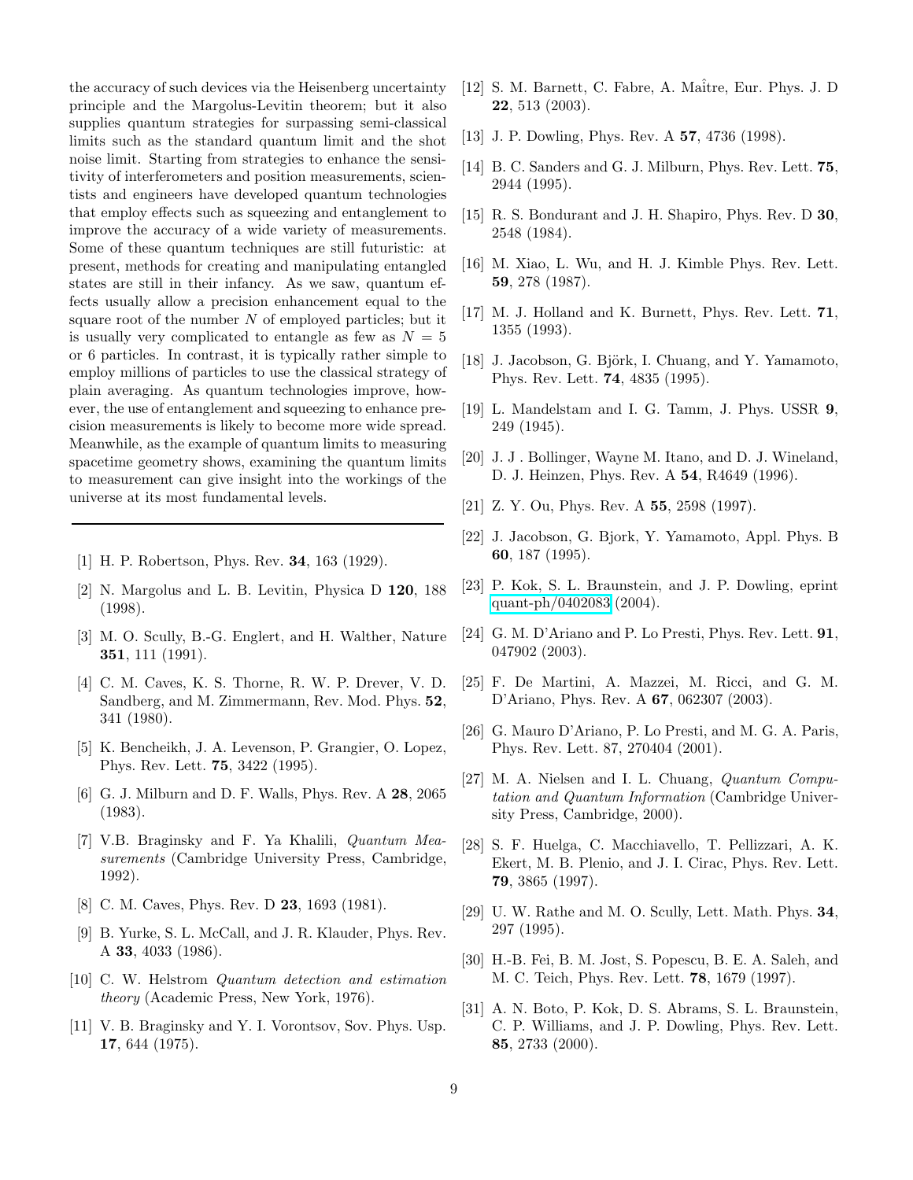the accuracy of such devices via the Heisenberg uncertainty principle and the Margolus-Levitin theorem; but it also supplies quantum strategies for surpassing semi-classical limits such as the standard quantum limit and the shot noise limit. Starting from strategies to enhance the sensitivity of interferometers and position measurements, scientists and engineers have developed quantum technologies that employ effects such as squeezing and entanglement to improve the accuracy of a wide variety of measurements. Some of these quantum techniques are still futuristic: at present, methods for creating and manipulating entangled states are still in their infancy. As we saw, quantum effects usually allow a precision enhancement equal to the square root of the number $N$ of employed particles; but it is usually very complicated to entangle as few as $N = 5$ or 6 particles. In contrast, it is typically rather simple to employ millions of particles to use the classical strategy of plain averaging. As quantum technologies improve, however, the use of entanglement and squeezing to enhance precision measurements is likely to become more wide spread. Meanwhile, as the example of quantum limits to measuring spacetime geometry shows, examining the quantum limits to measurement can give insight into the workings of the universe at its most fundamental levels.

---

[1] H. P. Robertson, Phys. Rev. **34**, 163 (1929).

[2] N. Margolus and L. B. Levitin, Physica D **120**, 188 (1998).

[3] M. O. Scully, B.-G. Englert, and H. Walther, Nature **351**, 111 (1991).

[4] C. M. Caves, K. S. Thorne, R. W. P. Drever, V. D. Sandberg, and M. Zimmermann, Rev. Mod. Phys. **52**, 341 (1980).

[5] K. Bencheikh, J. A. Levenson, P. Grangier, O. Lopez, Phys. Rev. Lett. **75**, 3422 (1995).

[6] G. J. Milburn and D. F. Walls, Phys. Rev. A **28**, 2065 (1983).

[7] V.B. Braginsky and F. Ya Khalili, *Quantum Measurements* (Cambridge University Press, Cambridge, 1992).

[8] C. M. Caves, Phys. Rev. D **23**, 1693 (1981).

[9] B. Yurke, S. L. McCall, and J. R. Klauder, Phys. Rev. A **33**, 4033 (1986).

[10] C. W. Helstrom *Quantum detection and estimation theory* (Academic Press, New York, 1976).

[11] V. B. Braginsky and Y. I. Vorontsov, Sov. Phys. Usp. **17**, 644 (1975).

[12] S. M. Barnett, C. Fabre, A. Maître, Eur. Phys. J. D **22**, 513 (2003).

[13] J. P. Dowling, Phys. Rev. A **57**, 4736 (1998).

[14] B. C. Sanders and G. J. Milburn, Phys. Rev. Lett. **75**, 2944 (1995).

[15] R. S. Bondurant and J. H. Shapiro, Phys. Rev. D **30**, 2548 (1984).

[16] M. Xiao, L. Wu, and H. J. Kimble Phys. Rev. Lett. **59**, 278 (1987).

[17] M. J. Holland and K. Burnett, Phys. Rev. Lett. **71**, 1355 (1993).

[18] J. Jacobson, G. Björk, I. Chuang, and Y. Yamamoto, Phys. Rev. Lett. **74**, 4835 (1995).

[19] L. Mandelstam and I. G. Tamm, J. Phys. USSR **9**, 249 (1945).

[20] J. J . Bollinger, Wayne M. Itano, and D. J. Wineland, D. J. Heinzen, Phys. Rev. A **54**, R4649 (1996).

[21] Z. Y. Ou, Phys. Rev. A **55**, 2598 (1997).

[22] J. Jacobson, G. Bjork, Y. Yamamoto, Appl. Phys. B **60**, 187 (1995).

[23] P. Kok, S. L. Braunstein, and J. P. Dowling, eprint quant-ph/0402083 (2004).

[24] G. M. D'Ariano and P. Lo Presti, Phys. Rev. Lett. **91**, 047902 (2003).

[25] F. De Martini, A. Mazzei, M. Ricci, and G. M. D'Ariano, Phys. Rev. A **67**, 062307 (2003).

[26] G. Mauro D'Ariano, P. Lo Presti, and M. G. A. Paris, Phys. Rev. Lett. 87, 270404 (2001).

[27] M. A. Nielsen and I. L. Chuang, *Quantum Computation and Quantum Information* (Cambridge University Press, Cambridge, 2000).

[28] S. F. Huelga, C. Macchiavello, T. Pellizzari, A. K. Ekert, M. B. Plenio, and J. I. Cirac, Phys. Rev. Lett. **79**, 3865 (1997).

[29] U. W. Rathe and M. O. Scully, Lett. Math. Phys. **34**, 297 (1995).

[30] H.-B. Fei, B. M. Jost, S. Popescu, B. E. A. Saleh, and M. C. Teich, Phys. Rev. Lett. **78**, 1679 (1997).

[31] A. N. Boto, P. Kok, D. S. Abrams, S. L. Braunstein, C. P. Williams, and J. P. Dowling, Phys. Rev. Lett. **85**, 2733 (2000).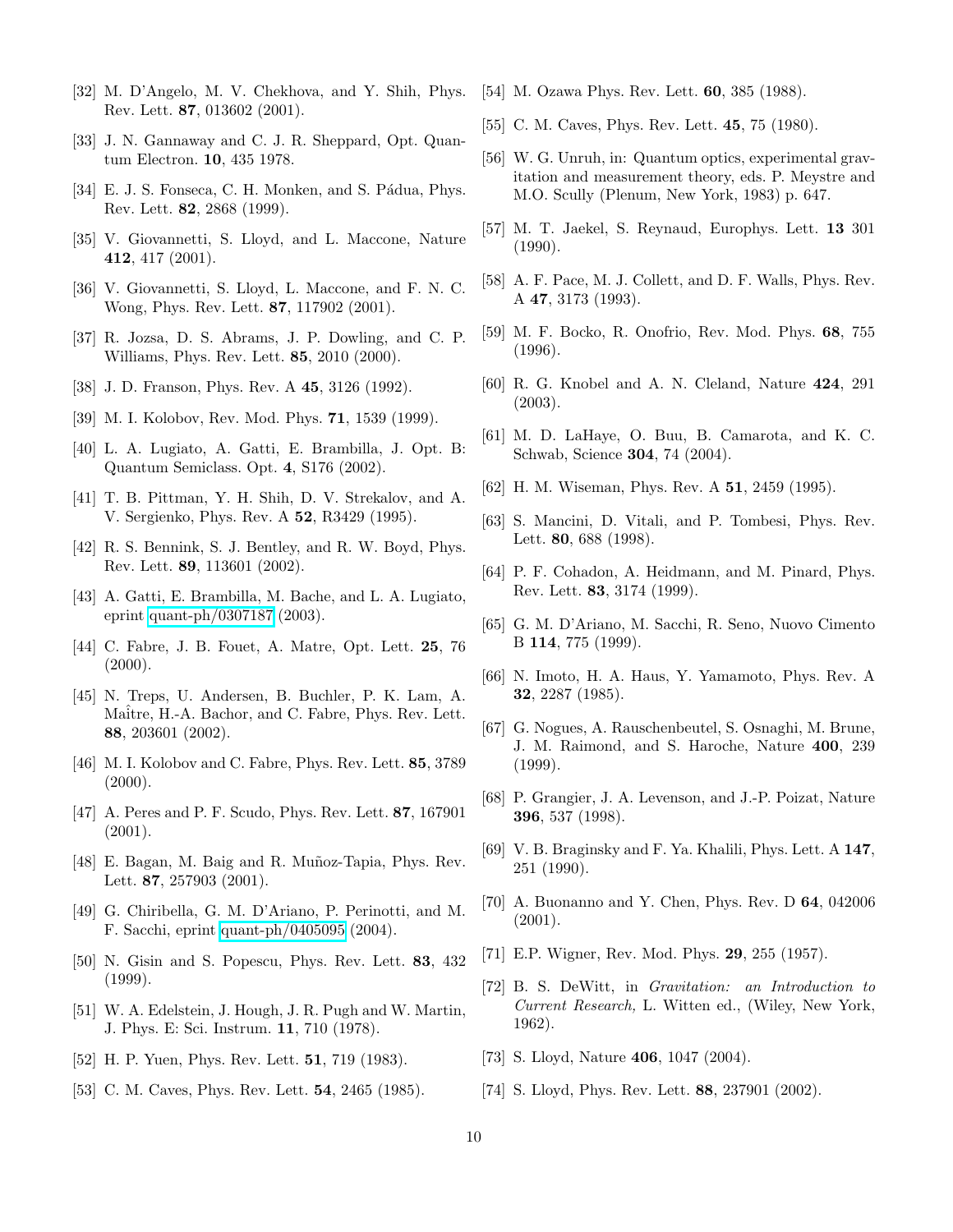[32] M. D'Angelo, M. V. Chekhova, and Y. Shih, Phys. Rev. Lett. **87**, 013602 (2001).

[33] J. N. Gannaway and C. J. R. Sheppard, Opt. Quantum Electron. **10**, 435 1978.

[34] E. J. S. Fonseca, C. H. Monken, and S. Pádua, Phys. Rev. Lett. **82**, 2868 (1999).

[35] V. Giovannetti, S. Lloyd, and L. Maccone, Nature **412**, 417 (2001).

[36] V. Giovannetti, S. Lloyd, L. Maccone, and F. N. C. Wong, Phys. Rev. Lett. **87**, 117902 (2001).

[37] R. Jozsa, D. S. Abrams, J. P. Dowling, and C. P. Williams, Phys. Rev. Lett. **85**, 2010 (2000).

[38] J. D. Franson, Phys. Rev. A **45**, 3126 (1992).

[39] M. I. Kolobov, Rev. Mod. Phys. **71**, 1539 (1999).

[40] L. A. Lugiato, A. Gatti, E. Brambilla, J. Opt. B: Quantum Semiclass. Opt. **4**, S176 (2002).

[41] T. B. Pittman, Y. H. Shih, D. V. Strekalov, and A. V. Sergienko, Phys. Rev. A **52**, R3429 (1995).

[42] R. S. Bennink, S. J. Bentley, and R. W. Boyd, Phys. Rev. Lett. **89**, 113601 (2002).

[43] A. Gatti, E. Brambilla, M. Bache, and L. A. Lugiato, eprint quant-ph/0307187 (2003).

[44] C. Fabre, J. B. Fouet, A. Matre, Opt. Lett. **25**, 76 (2000).

[45] N. Treps, U. Andersen, B. Buchler, P. K. Lam, A. Maître, H.-A. Bachor, and C. Fabre, Phys. Rev. Lett. **88**, 203601 (2002).

[46] M. I. Kolobov and C. Fabre, Phys. Rev. Lett. **85**, 3789 (2000).

[47] A. Peres and P. F. Scudo, Phys. Rev. Lett. **87**, 167901 (2001).

[48] E. Bagan, M. Baig and R. Muñoz-Tapia, Phys. Rev. Lett. **87**, 257903 (2001).

[49] G. Chiribella, G. M. D'Ariano, P. Perinotti, and M. F. Sacchi, eprint quant-ph/0405095 (2004).

[50] N. Gisin and S. Popescu, Phys. Rev. Lett. **83**, 432 (1999).

[51] W. A. Edelstein, J. Hough, J. R. Pugh and W. Martin, J. Phys. E: Sci. Instrum. **11**, 710 (1978).

[52] H. P. Yuen, Phys. Rev. Lett. **51**, 719 (1983).

[53] C. M. Caves, Phys. Rev. Lett. **54**, 2465 (1985).

[54] M. Ozawa Phys. Rev. Lett. **60**, 385 (1988).

[55] C. M. Caves, Phys. Rev. Lett. **45**, 75 (1980).

[56] W. G. Unruh, in: Quantum optics, experimental gravitation and measurement theory, eds. P. Meystre and M.O. Scully (Plenum, New York, 1983) p. 647.

[57] M. T. Jaekel, S. Reynaud, Europhys. Lett. **13** 301 (1990).

[58] A. F. Pace, M. J. Collett, and D. F. Walls, Phys. Rev. A **47**, 3173 (1993).

[59] M. F. Bocko, R. Onofrio, Rev. Mod. Phys. **68**, 755 (1996).

[60] R. G. Knobel and A. N. Cleland, Nature **424**, 291 (2003).

[61] M. D. LaHaye, O. Buu, B. Camarota, and K. C. Schwab, Science **304**, 74 (2004).

[62] H. M. Wiseman, Phys. Rev. A **51**, 2459 (1995).

[63] S. Mancini, D. Vitali, and P. Tombesi, Phys. Rev. Lett. **80**, 688 (1998).

[64] P. F. Cohadon, A. Heidmann, and M. Pinard, Phys. Rev. Lett. **83**, 3174 (1999).

[65] G. M. D'Ariano, M. Sacchi, R. Seno, Nuovo Cimento B **114**, 775 (1999).

[66] N. Imoto, H. A. Haus, Y. Yamamoto, Phys. Rev. A **32**, 2287 (1985).

[67] G. Nogues, A. Rauschenbeutel, S. Osnaghi, M. Brune, J. M. Raimond, and S. Haroche, Nature **400**, 239 (1999).

[68] P. Grangier, J. A. Levenson, and J.-P. Poizat, Nature **396**, 537 (1998).

[69] V. B. Braginsky and F. Ya. Khalili, Phys. Lett. A **147**, 251 (1990).

[70] A. Buonanno and Y. Chen, Phys. Rev. D **64**, 042006 (2001).

[71] E.P. Wigner, Rev. Mod. Phys. **29**, 255 (1957).

[72] B. S. DeWitt, in *Gravitation: an Introduction to Current Research,* L. Witten ed., (Wiley, New York, 1962).

[73] S. Lloyd, Nature **406**, 1047 (2004).

[74] S. Lloyd, Phys. Rev. Lett. **88**, 237901 (2002).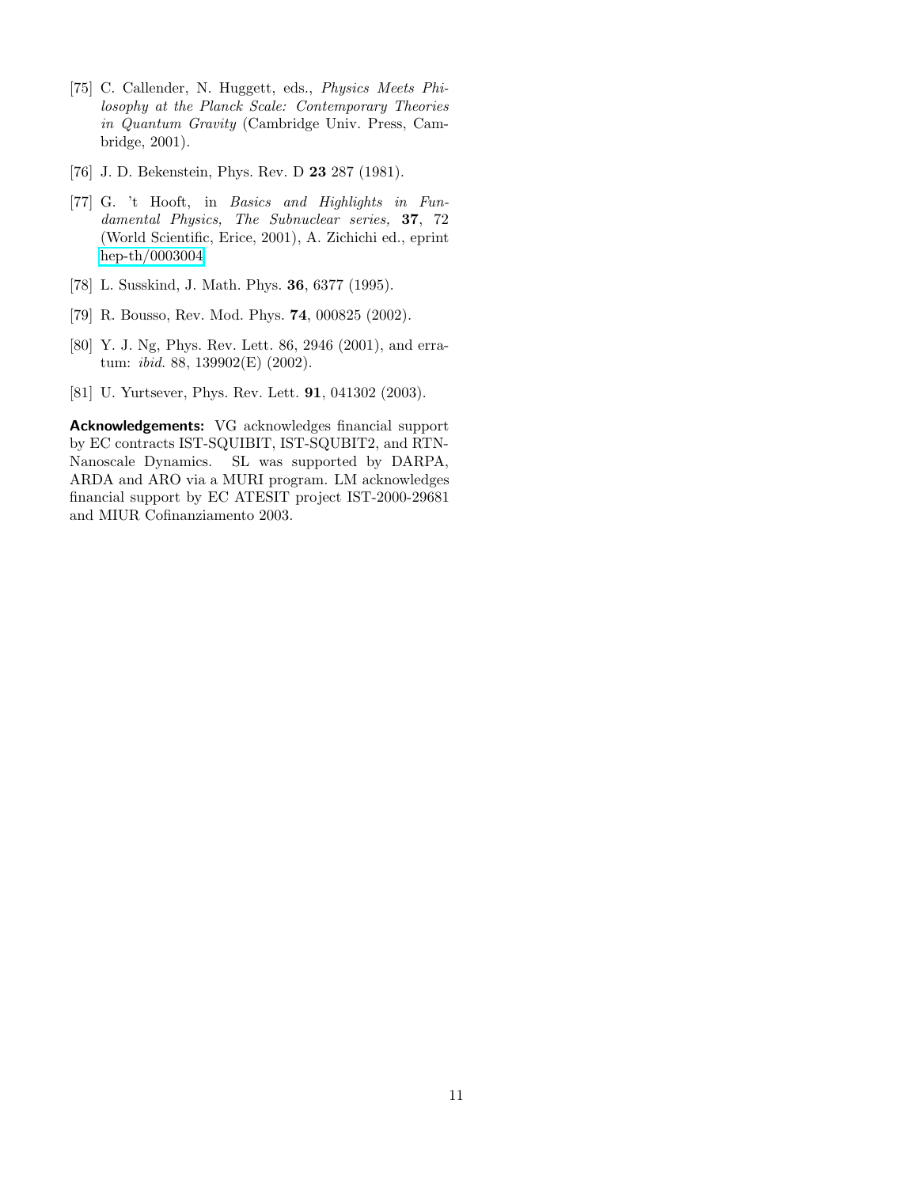[75] C. Callender, N. Huggett, eds., *Physics Meets Philosophy at the Planck Scale: Contemporary Theories in Quantum Gravity* (Cambridge Univ. Press, Cambridge, 2001).

[76] J. D. Bekenstein, Phys. Rev. D **23** 287 (1981).

[77] G. 't Hooft, in *Basics and Highlights in Fundamental Physics, The Subnuclear series,* **37**, 72 (World Scientific, Erice, 2001), A. Zichichi ed., eprint hep-th/0003004

[78] L. Susskind, J. Math. Phys. **36**, 6377 (1995).

[79] R. Bousso, Rev. Mod. Phys. **74**, 000825 (2002).

[80] Y. J. Ng, Phys. Rev. Lett. 86, 2946 (2001), and erratum: *ibid.* 88, 139902(E) (2002).

[81] U. Yurtsever, Phys. Rev. Lett. **91**, 041302 (2003).

**Acknowledgements:** VG acknowledges financial support by EC contracts IST-SQUIBIT, IST-SQUBIT2, and RTN-Nanoscale Dynamics. SL was supported by DARPA, ARDA and ARO via a MURI program. LM acknowledges financial support by EC ATESIT project IST-2000-29681 and MIUR Cofinanziamento 2003.